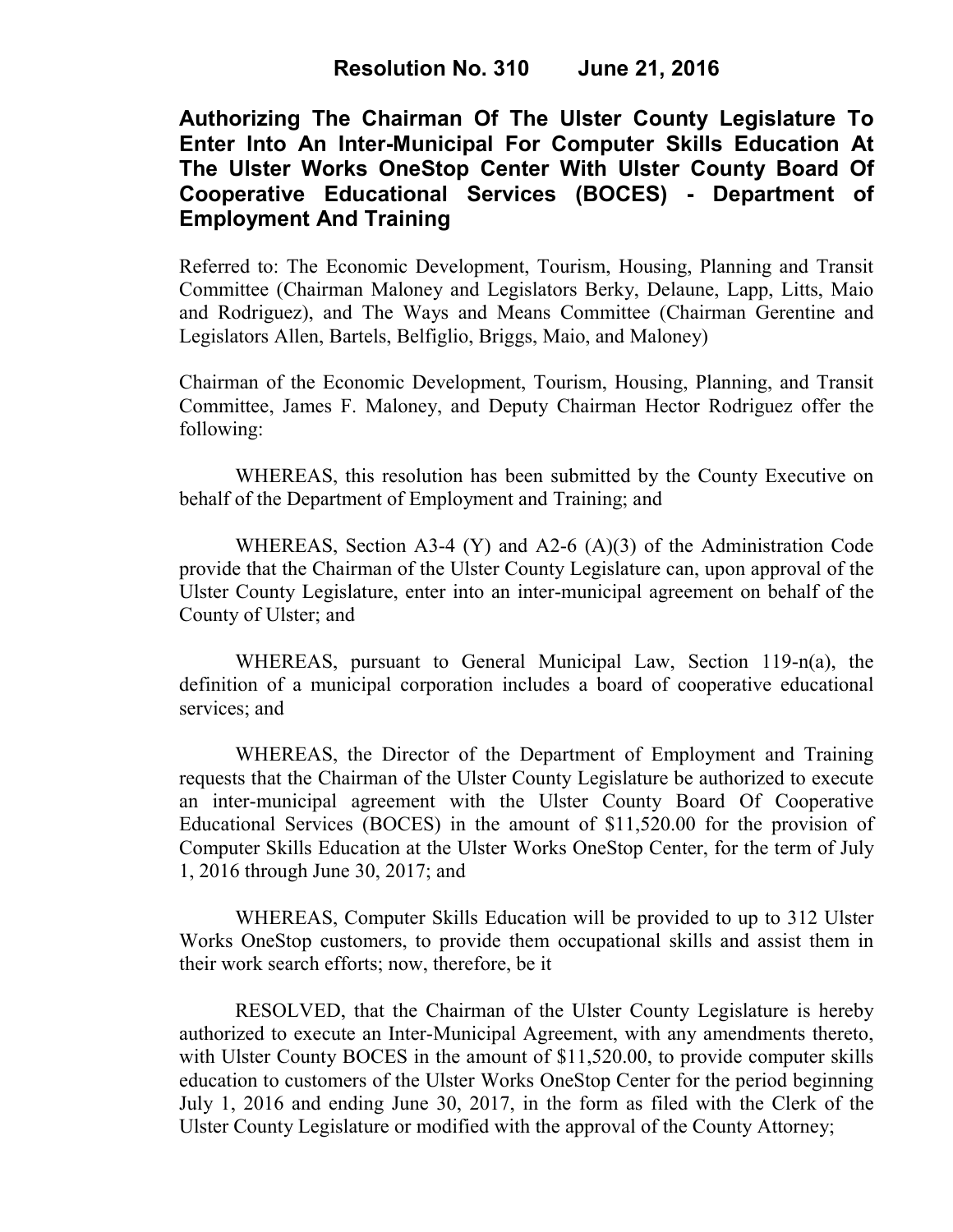# Resolution No. 310 June 21, 2016

## Authorizing The Chairman Of The Ulster County Legislature To Enter Into An Inter-Municipal For Computer Skills Education At The Ulster Works OneStop Center With Ulster County Board Of Cooperative Educational Services (BOCES) - Department of Employment And Training

Referred to: The Economic Development, Tourism, Housing, Planning and Transit Committee (Chairman Maloney and Legislators Berky, Delaune, Lapp, Litts, Maio and Rodriguez), and The Ways and Means Committee (Chairman Gerentine and Legislators Allen, Bartels, Belfiglio, Briggs, Maio, and Maloney)

Chairman of the Economic Development, Tourism, Housing, Planning, and Transit Committee, James F. Maloney, and Deputy Chairman Hector Rodriguez offer the following:

WHEREAS, this resolution has been submitted by the County Executive on behalf of the Department of Employment and Training; and

WHEREAS, Section A3-4 (Y) and A2-6 (A)(3) of the Administration Code provide that the Chairman of the Ulster County Legislature can, upon approval of the Ulster County Legislature, enter into an inter-municipal agreement on behalf of the County of Ulster; and

WHEREAS, pursuant to General Municipal Law, Section 119-n(a), the definition of a municipal corporation includes a board of cooperative educational services; and

WHEREAS, the Director of the Department of Employment and Training requests that the Chairman of the Ulster County Legislature be authorized to execute an inter-municipal agreement with the Ulster County Board Of Cooperative Educational Services (BOCES) in the amount of $11,520.00 for the provision of Computer Skills Education at the Ulster Works OneStop Center, for the term of July 1, 2016 through June 30, 2017; and

WHEREAS, Computer Skills Education will be provided to up to 312 Ulster Works OneStop customers, to provide them occupational skills and assist them in their work search efforts; now, therefore, be it

RESOLVED, that the Chairman of the Ulster County Legislature is hereby authorized to execute an Inter-Municipal Agreement, with any amendments thereto, with Ulster County BOCES in the amount of $11,520.00, to provide computer skills education to customers of the Ulster Works OneStop Center for the period beginning July 1, 2016 and ending June 30, 2017, in the form as filed with the Clerk of the Ulster County Legislature or modified with the approval of the County Attorney;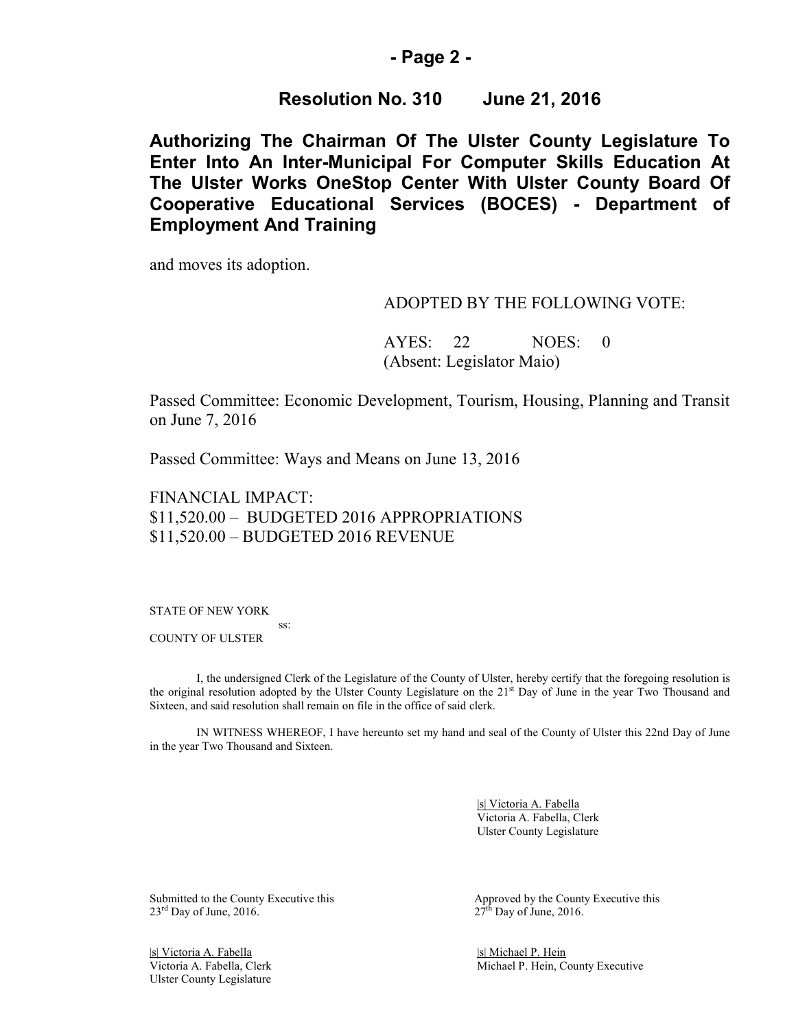## Resolution No. 310 June 21, 2016

**Authorizing The Chairman Of The Ulster County Legislature To Enter Into An Inter-Municipal For Computer Skills Education At The Ulster Works OneStop Center With Ulster County Board Of Cooperative Educational Services (BOCES) - Department of Employment And Training**

and moves its adoption.

ADOPTED BY THE FOLLOWING VOTE:

AYES: 22 NOES: 0
(Absent: Legislator Maio)

Passed Committee: Economic Development, Tourism, Housing, Planning and Transit on June 7, 2016

Passed Committee: Ways and Means on June 13, 2016

FINANCIAL IMPACT:
$11,520.00 – BUDGETED 2016 APPROPRIATIONS
$11,520.00 – BUDGETED 2016 REVENUE

STATE OF NEW YORK
ss:
COUNTY OF ULSTER

I, the undersigned Clerk of the Legislature of the County of Ulster, hereby certify that the foregoing resolution is the original resolution adopted by the Ulster County Legislature on the 21st Day of June in the year Two Thousand and Sixteen, and said resolution shall remain on file in the office of said clerk.

IN WITNESS WHEREOF, I have hereunto set my hand and seal of the County of Ulster this 22nd Day of June in the year Two Thousand and Sixteen.

|s| Victoria A. Fabella
Victoria A. Fabella, Clerk
Ulster County Legislature

Submitted to the County Executive this 23rd Day of June, 2016.

|s| Victoria A. Fabella
Victoria A. Fabella, Clerk
Ulster County Legislature

Approved by the County Executive this 27th Day of June, 2016.

|s| Michael P. Hein
Michael P. Hein, County Executive